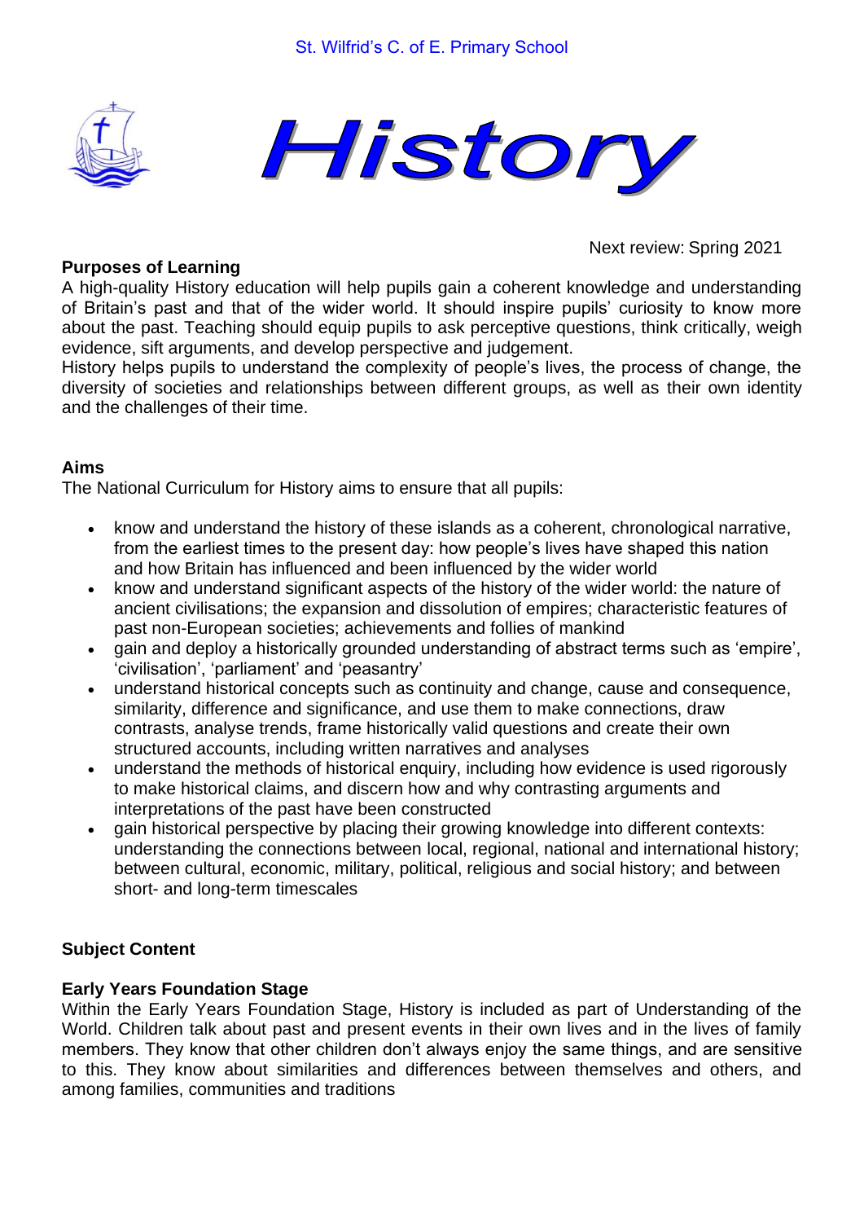St. Wilfrid's C. of E. Primary School

# History

Next review: Spring 2021

**Purposes of Learning**

A high-quality History education will help pupils gain a coherent knowledge and understanding of Britain's past and that of the wider world. It should inspire pupils' curiosity to know more about the past. Teaching should equip pupils to ask perceptive questions, think critically, weigh evidence, sift arguments, and develop perspective and judgement.
History helps pupils to understand the complexity of people's lives, the process of change, the diversity of societies and relationships between different groups, as well as their own identity and the challenges of their time.

**Aims**

The National Curriculum for History aims to ensure that all pupils:

- know and understand the history of these islands as a coherent, chronological narrative, from the earliest times to the present day: how people's lives have shaped this nation and how Britain has influenced and been influenced by the wider world
- know and understand significant aspects of the history of the wider world: the nature of ancient civilisations; the expansion and dissolution of empires; characteristic features of past non-European societies; achievements and follies of mankind
- gain and deploy a historically grounded understanding of abstract terms such as 'empire', 'civilisation', 'parliament' and 'peasantry'
- understand historical concepts such as continuity and change, cause and consequence, similarity, difference and significance, and use them to make connections, draw contrasts, analyse trends, frame historically valid questions and create their own structured accounts, including written narratives and analyses
- understand the methods of historical enquiry, including how evidence is used rigorously to make historical claims, and discern how and why contrasting arguments and interpretations of the past have been constructed
- gain historical perspective by placing their growing knowledge into different contexts: understanding the connections between local, regional, national and international history; between cultural, economic, military, political, religious and social history; and between short- and long-term timescales

**Subject Content**

**Early Years Foundation Stage**

Within the Early Years Foundation Stage, History is included as part of Understanding of the World. Children talk about past and present events in their own lives and in the lives of family members. They know that other children don't always enjoy the same things, and are sensitive to this. They know about similarities and differences between themselves and others, and among families, communities and traditions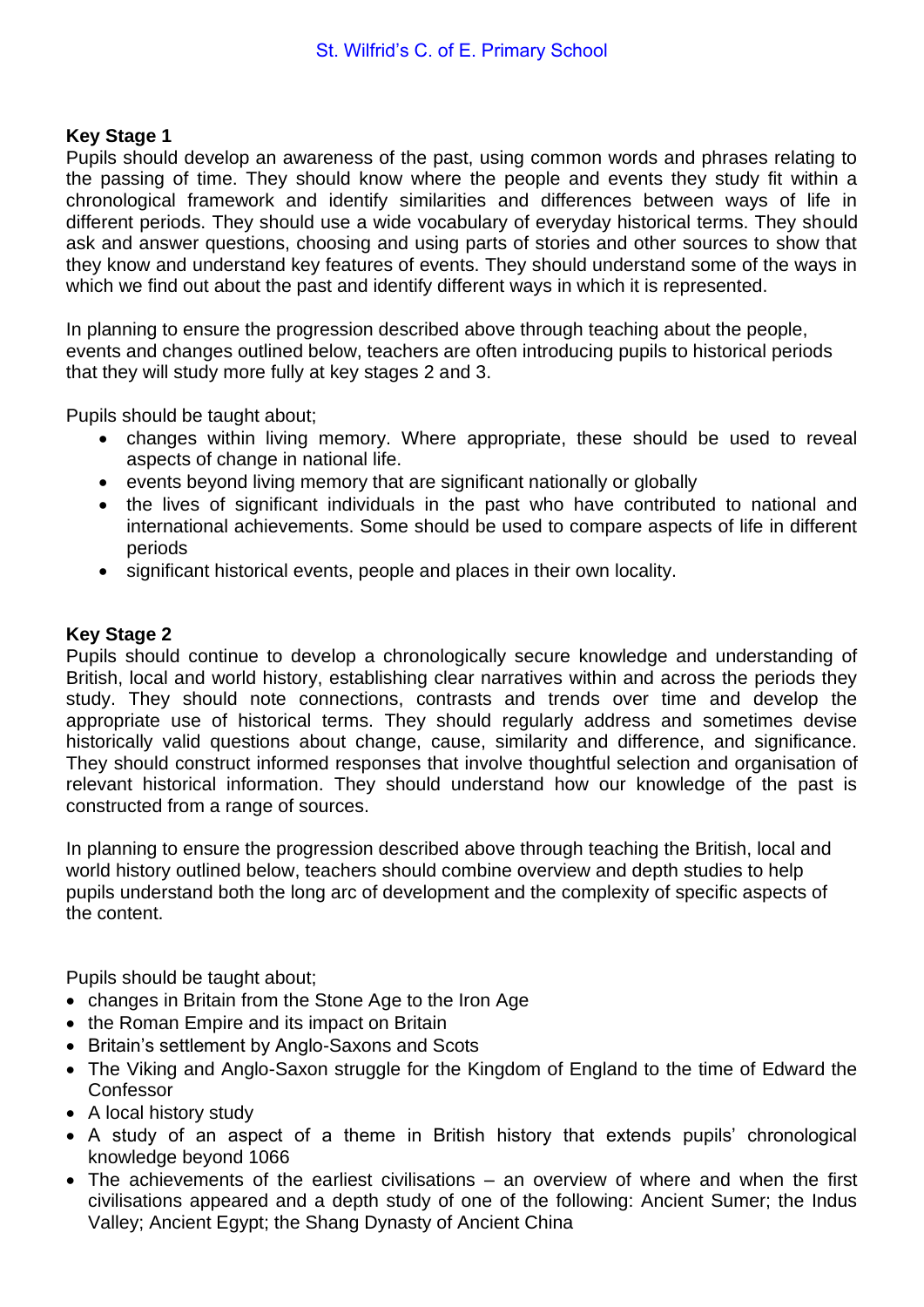## Key Stage 1

Pupils should develop an awareness of the past, using common words and phrases relating to the passing of time. They should know where the people and events they study fit within a chronological framework and identify similarities and differences between ways of life in different periods. They should use a wide vocabulary of everyday historical terms. They should ask and answer questions, choosing and using parts of stories and other sources to show that they know and understand key features of events. They should understand some of the ways in which we find out about the past and identify different ways in which it is represented.

In planning to ensure the progression described above through teaching about the people, events and changes outlined below, teachers are often introducing pupils to historical periods that they will study more fully at key stages 2 and 3.

Pupils should be taught about;

- changes within living memory. Where appropriate, these should be used to reveal aspects of change in national life.
- events beyond living memory that are significant nationally or globally
- the lives of significant individuals in the past who have contributed to national and international achievements. Some should be used to compare aspects of life in different periods
- significant historical events, people and places in their own locality.

## Key Stage 2

Pupils should continue to develop a chronologically secure knowledge and understanding of British, local and world history, establishing clear narratives within and across the periods they study. They should note connections, contrasts and trends over time and develop the appropriate use of historical terms. They should regularly address and sometimes devise historically valid questions about change, cause, similarity and difference, and significance. They should construct informed responses that involve thoughtful selection and organisation of relevant historical information. They should understand how our knowledge of the past is constructed from a range of sources.

In planning to ensure the progression described above through teaching the British, local and world history outlined below, teachers should combine overview and depth studies to help pupils understand both the long arc of development and the complexity of specific aspects of the content.

Pupils should be taught about;

- changes in Britain from the Stone Age to the Iron Age
- the Roman Empire and its impact on Britain
- Britain's settlement by Anglo-Saxons and Scots
- The Viking and Anglo-Saxon struggle for the Kingdom of England to the time of Edward the Confessor
- A local history study
- A study of an aspect of a theme in British history that extends pupils' chronological knowledge beyond 1066
- The achievements of the earliest civilisations – an overview of where and when the first civilisations appeared and a depth study of one of the following: Ancient Sumer; the Indus Valley; Ancient Egypt; the Shang Dynasty of Ancient China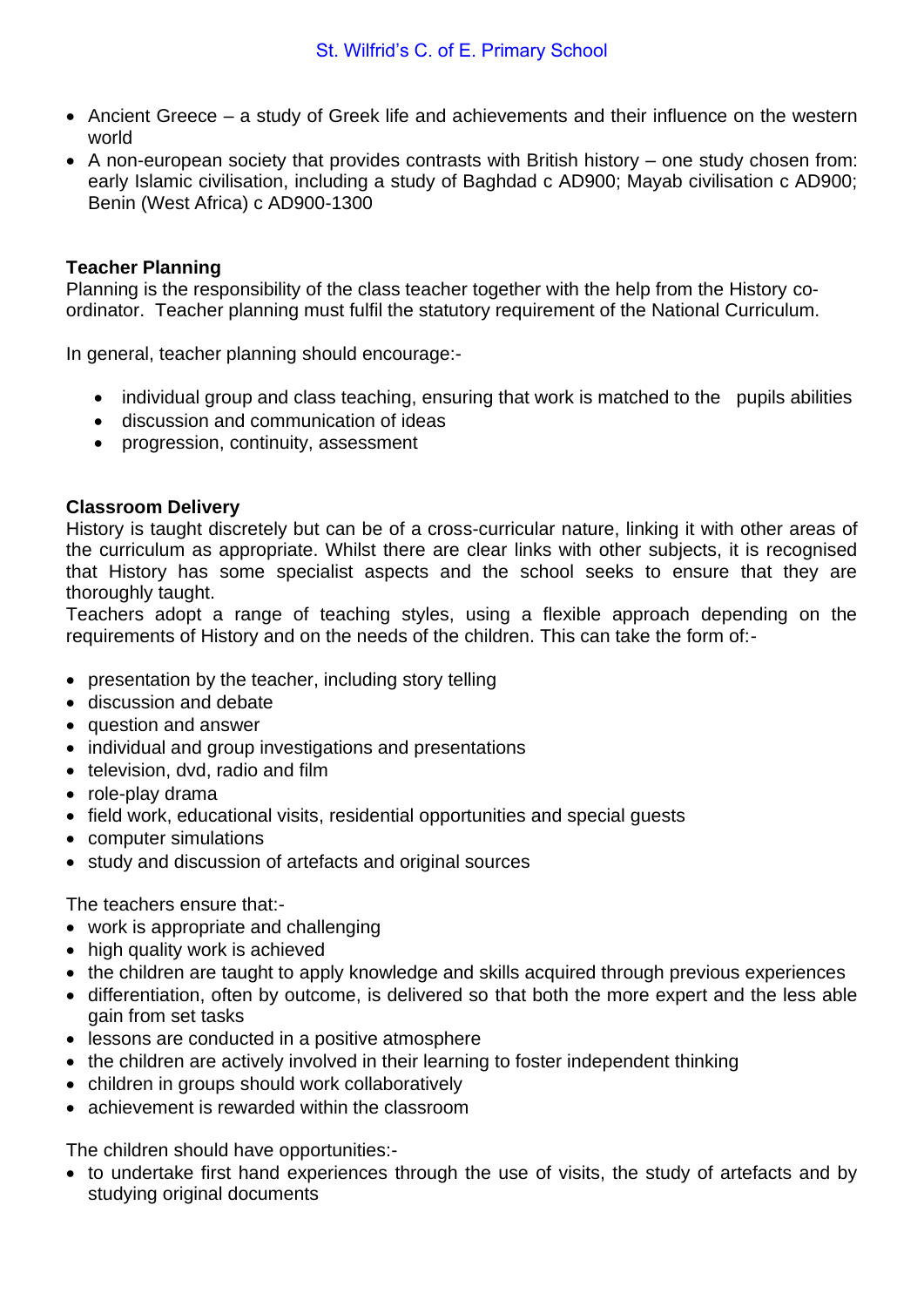- Ancient Greece – a study of Greek life and achievements and their influence on the western world
- A non-european society that provides contrasts with British history – one study chosen from: early Islamic civilisation, including a study of Baghdad c AD900; Mayab civilisation c AD900; Benin (West Africa) c AD900-1300

**Teacher Planning**
Planning is the responsibility of the class teacher together with the help from the History co-ordinator. Teacher planning must fulfil the statutory requirement of the National Curriculum.

In general, teacher planning should encourage:-

- individual group and class teaching, ensuring that work is matched to the pupils abilities
- discussion and communication of ideas
- progression, continuity, assessment

**Classroom Delivery**
History is taught discretely but can be of a cross-curricular nature, linking it with other areas of the curriculum as appropriate. Whilst there are clear links with other subjects, it is recognised that History has some specialist aspects and the school seeks to ensure that they are thoroughly taught.
Teachers adopt a range of teaching styles, using a flexible approach depending on the requirements of History and on the needs of the children. This can take the form of:-

- presentation by the teacher, including story telling
- discussion and debate
- question and answer
- individual and group investigations and presentations
- television, dvd, radio and film
- role-play drama
- field work, educational visits, residential opportunities and special guests
- computer simulations
- study and discussion of artefacts and original sources

The teachers ensure that:-
- work is appropriate and challenging
- high quality work is achieved
- the children are taught to apply knowledge and skills acquired through previous experiences
- differentiation, often by outcome, is delivered so that both the more expert and the less able gain from set tasks
- lessons are conducted in a positive atmosphere
- the children are actively involved in their learning to foster independent thinking
- children in groups should work collaboratively
- achievement is rewarded within the classroom

The children should have opportunities:-
- to undertake first hand experiences through the use of visits, the study of artefacts and by studying original documents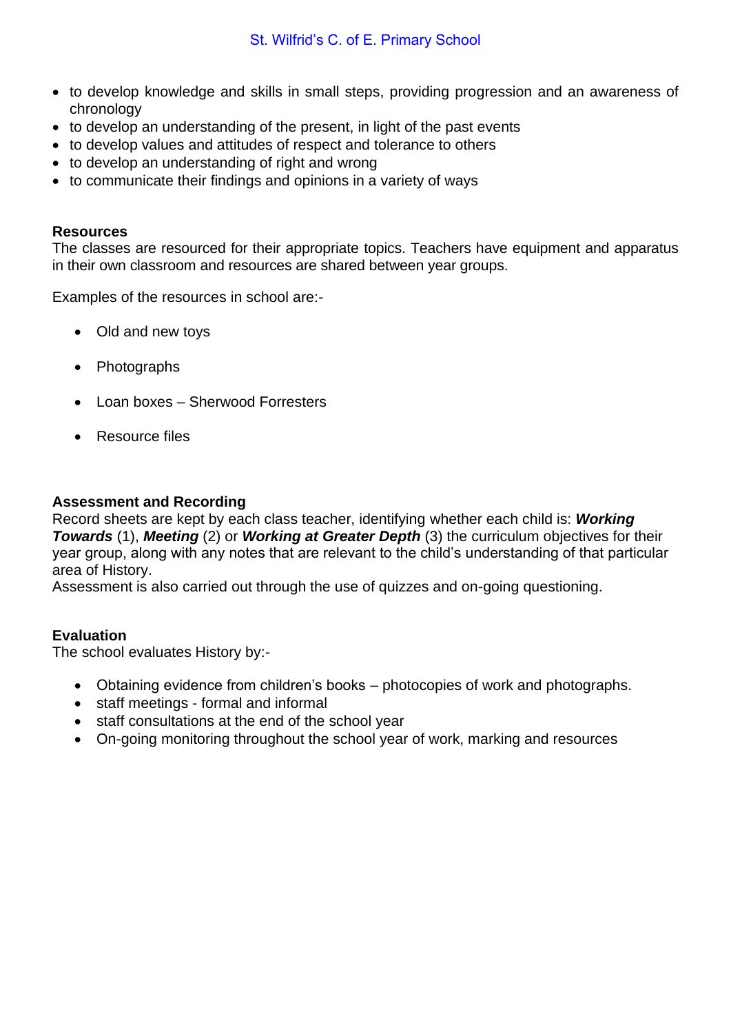- to develop knowledge and skills in small steps, providing progression and an awareness of chronology
- to develop an understanding of the present, in light of the past events
- to develop values and attitudes of respect and tolerance to others
- to develop an understanding of right and wrong
- to communicate their findings and opinions in a variety of ways

**Resources**
The classes are resourced for their appropriate topics. Teachers have equipment and apparatus in their own classroom and resources are shared between year groups.

Examples of the resources in school are:-

- Old and new toys
- Photographs
- Loan boxes – Sherwood Forresters
- Resource files

**Assessment and Recording**
Record sheets are kept by each class teacher, identifying whether each child is: ***Working Towards*** (1), ***Meeting*** (2) or ***Working at Greater Depth*** (3) the curriculum objectives for their year group, along with any notes that are relevant to the child's understanding of that particular area of History.
Assessment is also carried out through the use of quizzes and on-going questioning.

**Evaluation**
The school evaluates History by:-

- Obtaining evidence from children's books – photocopies of work and photographs.
- staff meetings - formal and informal
- staff consultations at the end of the school year
- On-going monitoring throughout the school year of work, marking and resources